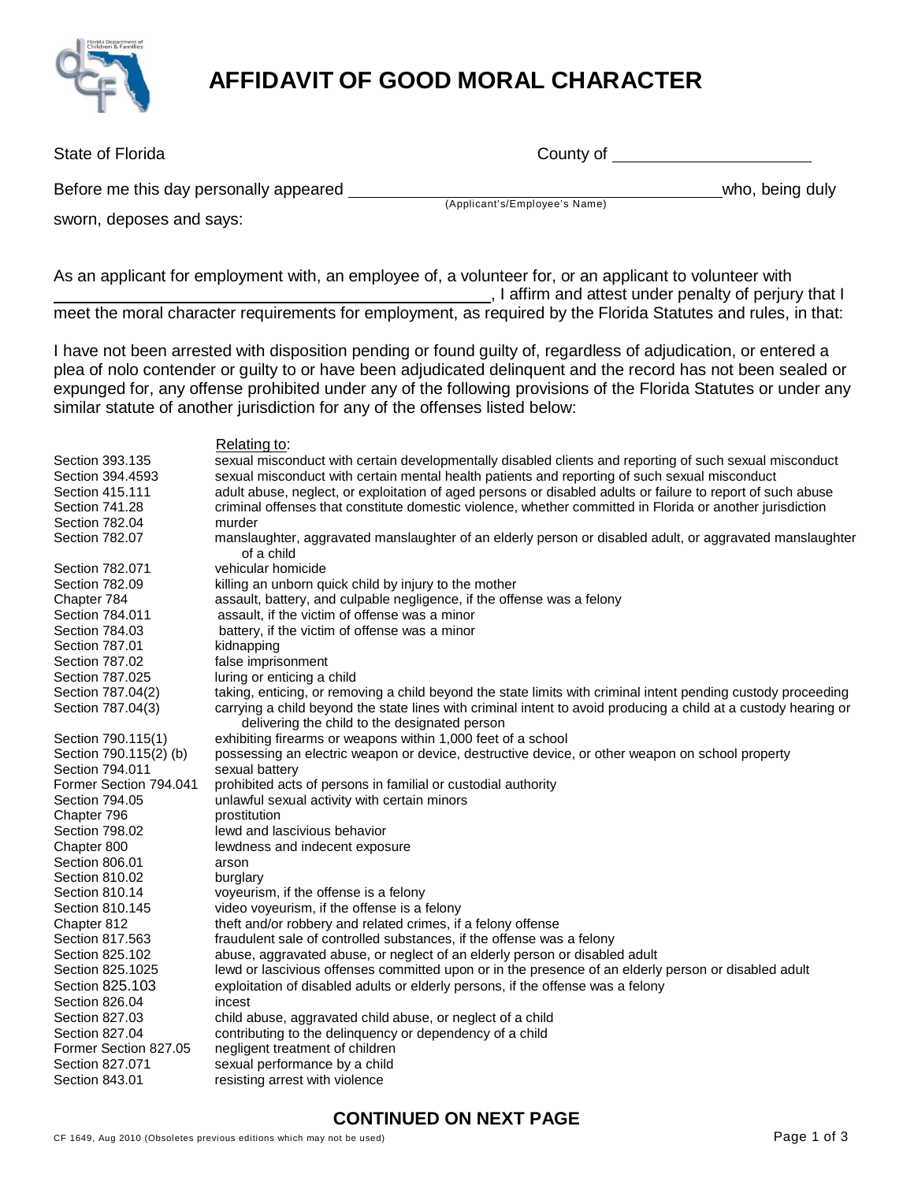# AFFIDAVIT OF GOOD MORAL CHARACTER

State of Florida County of ______________________

Before me this day personally appeared ________________________________ who, being duly sworn, deposes and says:
(Applicant's/Employee's Name)

As an applicant for employment with, an employee of, a volunteer for, or an applicant to volunteer with ________________________________, I affirm and attest under penalty of perjury that I meet the moral character requirements for employment, as required by the Florida Statutes and rules, in that:

I have not been arrested with disposition pending or found guilty of, regardless of adjudication, or entered a plea of nolo contender or guilty to or have been adjudicated delinquent and the record has not been sealed or expunged for, any offense prohibited under any of the following provisions of the Florida Statutes or under any similar statute of another jurisdiction for any of the offenses listed below:

| | Relating to: |
|---|---|
| Section 393.135 | sexual misconduct with certain developmentally disabled clients and reporting of such sexual misconduct |
| Section 394.4593 | sexual misconduct with certain mental health patients and reporting of such sexual misconduct |
| Section 415.111 | adult abuse, neglect, or exploitation of aged persons or disabled adults or failure to report of such abuse |
| Section 741.28 | criminal offenses that constitute domestic violence, whether committed in Florida or another jurisdiction |
| Section 782.04 | murder |
| Section 782.07 | manslaughter, aggravated manslaughter of an elderly person or disabled adult, or aggravated manslaughter of a child |
| Section 782.071 | vehicular homicide |
| Section 782.09 | killing an unborn quick child by injury to the mother |
| Chapter 784 | assault, battery, and culpable negligence, if the offense was a felony |
| Section 784.011 | assault, if the victim of offense was a minor |
| Section 784.03 | battery, if the victim of offense was a minor |
| Section 787.01 | kidnapping |
| Section 787.02 | false imprisonment |
| Section 787.025 | luring or enticing a child |
| Section 787.04(2) | taking, enticing, or removing a child beyond the state limits with criminal intent pending custody proceeding |
| Section 787.04(3) | carrying a child beyond the state lines with criminal intent to avoid producing a child at a custody hearing or delivering the child to the designated person |
| Section 790.115(1) | exhibiting firearms or weapons within 1,000 feet of a school |
| Section 790.115(2) (b) | possessing an electric weapon or device, destructive device, or other weapon on school property |
| Section 794.011 | sexual battery |
| Former Section 794.041 | prohibited acts of persons in familial or custodial authority |
| Section 794.05 | unlawful sexual activity with certain minors |
| Chapter 796 | prostitution |
| Section 798.02 | lewd and lascivious behavior |
| Chapter 800 | lewdness and indecent exposure |
| Section 806.01 | arson |
| Section 810.02 | burglary |
| Section 810.14 | voyeurism, if the offense is a felony |
| Section 810.145 | video voyeurism, if the offense is a felony |
| Chapter 812 | theft and/or robbery and related crimes, if a felony offense |
| Section 817.563 | fraudulent sale of controlled substances, if the offense was a felony |
| Section 825.102 | abuse, aggravated abuse, or neglect of an elderly person or disabled adult |
| Section 825.1025 | lewd or lascivious offenses committed upon or in the presence of an elderly person or disabled adult |
| Section 825.103 | exploitation of disabled adults or elderly persons, if the offense was a felony |
| Section 826.04 | incest |
| Section 827.03 | child abuse, aggravated child abuse, or neglect of a child |
| Section 827.04 | contributing to the delinquency or dependency of a child |
| Former Section 827.05 | negligent treatment of children |
| Section 827.071 | sexual performance by a child |
| Section 843.01 | resisting arrest with violence |

**CONTINUED ON NEXT PAGE**

CF 1649, Aug 2010 (Obsoletes previous editions which may not be used)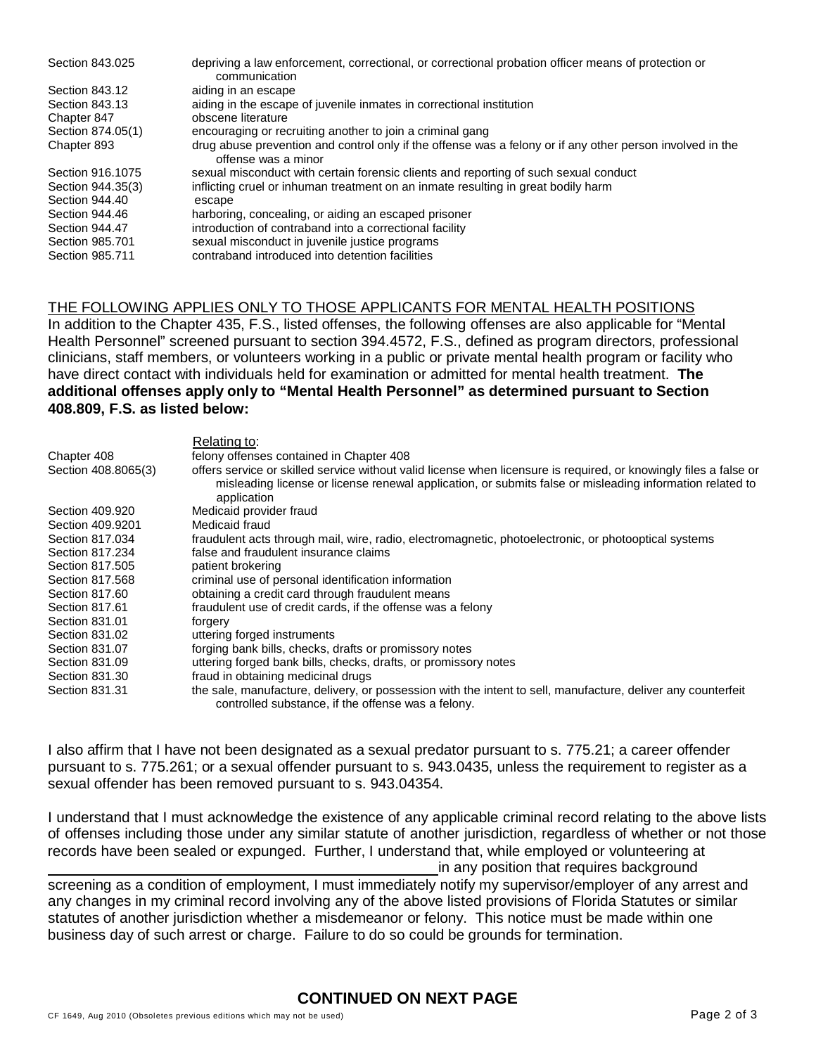| | |
|---|---|
| Section 843.025 | depriving a law enforcement, correctional, or correctional probation officer means of protection or communication |
| Section 843.12 | aiding in an escape |
| Section 843.13 | aiding in the escape of juvenile inmates in correctional institution |
| Chapter 847 | obscene literature |
| Section 874.05(1) | encouraging or recruiting another to join a criminal gang |
| Chapter 893 | drug abuse prevention and control only if the offense was a felony or if any other person involved in the offense was a minor |
| Section 916.1075 | sexual misconduct with certain forensic clients and reporting of such sexual conduct |
| Section 944.35(3) | inflicting cruel or inhuman treatment on an inmate resulting in great bodily harm |
| Section 944.40 | escape |
| Section 944.46 | harboring, concealing, or aiding an escaped prisoner |
| Section 944.47 | introduction of contraband into a correctional facility |
| Section 985.701 | sexual misconduct in juvenile justice programs |
| Section 985.711 | contraband introduced into detention facilities |

THE FOLLOWING APPLIES ONLY TO THOSE APPLICANTS FOR MENTAL HEALTH POSITIONS

In addition to the Chapter 435, F.S., listed offenses, the following offenses are also applicable for "Mental Health Personnel" screened pursuant to section 394.4572, F.S., defined as program directors, professional clinicians, staff members, or volunteers working in a public or private mental health program or facility who have direct contact with individuals held for examination or admitted for mental health treatment. **The additional offenses apply only to "Mental Health Personnel" as determined pursuant to Section 408.809, F.S. as listed below:**

| | Relating to: |
|---|---|
| Chapter 408 | felony offenses contained in Chapter 408 |
| Section 408.8065(3) | offers service or skilled service without valid license when licensure is required, or knowingly files a false or misleading license or license renewal application, or submits false or misleading information related to application |
| Section 409.920 | Medicaid provider fraud |
| Section 409.9201 | Medicaid fraud |
| Section 817.034 | fraudulent acts through mail, wire, radio, electromagnetic, photoelectronic, or photooptical systems |
| Section 817.234 | false and fraudulent insurance claims |
| Section 817.505 | patient brokering |
| Section 817.568 | criminal use of personal identification information |
| Section 817.60 | obtaining a credit card through fraudulent means |
| Section 817.61 | fraudulent use of credit cards, if the offense was a felony |
| Section 831.01 | forgery |
| Section 831.02 | uttering forged instruments |
| Section 831.07 | forging bank bills, checks, drafts or promissory notes |
| Section 831.09 | uttering forged bank bills, checks, drafts, or promissory notes |
| Section 831.30 | fraud in obtaining medicinal drugs |
| Section 831.31 | the sale, manufacture, delivery, or possession with the intent to sell, manufacture, deliver any counterfeit controlled substance, if the offense was a felony. |

I also affirm that I have not been designated as a sexual predator pursuant to s. 775.21; a career offender pursuant to s. 775.261; or a sexual offender pursuant to s. 943.0435, unless the requirement to register as a sexual offender has been removed pursuant to s. 943.04354.

I understand that I must acknowledge the existence of any applicable criminal record relating to the above lists of offenses including those under any similar statute of another jurisdiction, regardless of whether or not those records have been sealed or expunged. Further, I understand that, while employed or volunteering at \_\_\_\_\_\_\_\_\_\_\_\_\_\_\_\_\_\_\_\_\_\_\_\_\_\_\_\_\_\_\_\_\_\_\_\_\_\_\_\_ in any position that requires background screening as a condition of employment, I must immediately notify my supervisor/employer of any arrest and any changes in my criminal record involving any of the above listed provisions of Florida Statutes or similar statutes of another jurisdiction whether a misdemeanor or felony. This notice must be made within one business day of such arrest or charge. Failure to do so could be grounds for termination.

**CONTINUED ON NEXT PAGE**

CF 1649, Aug 2010 (Obsoletes previous editions which may not be used)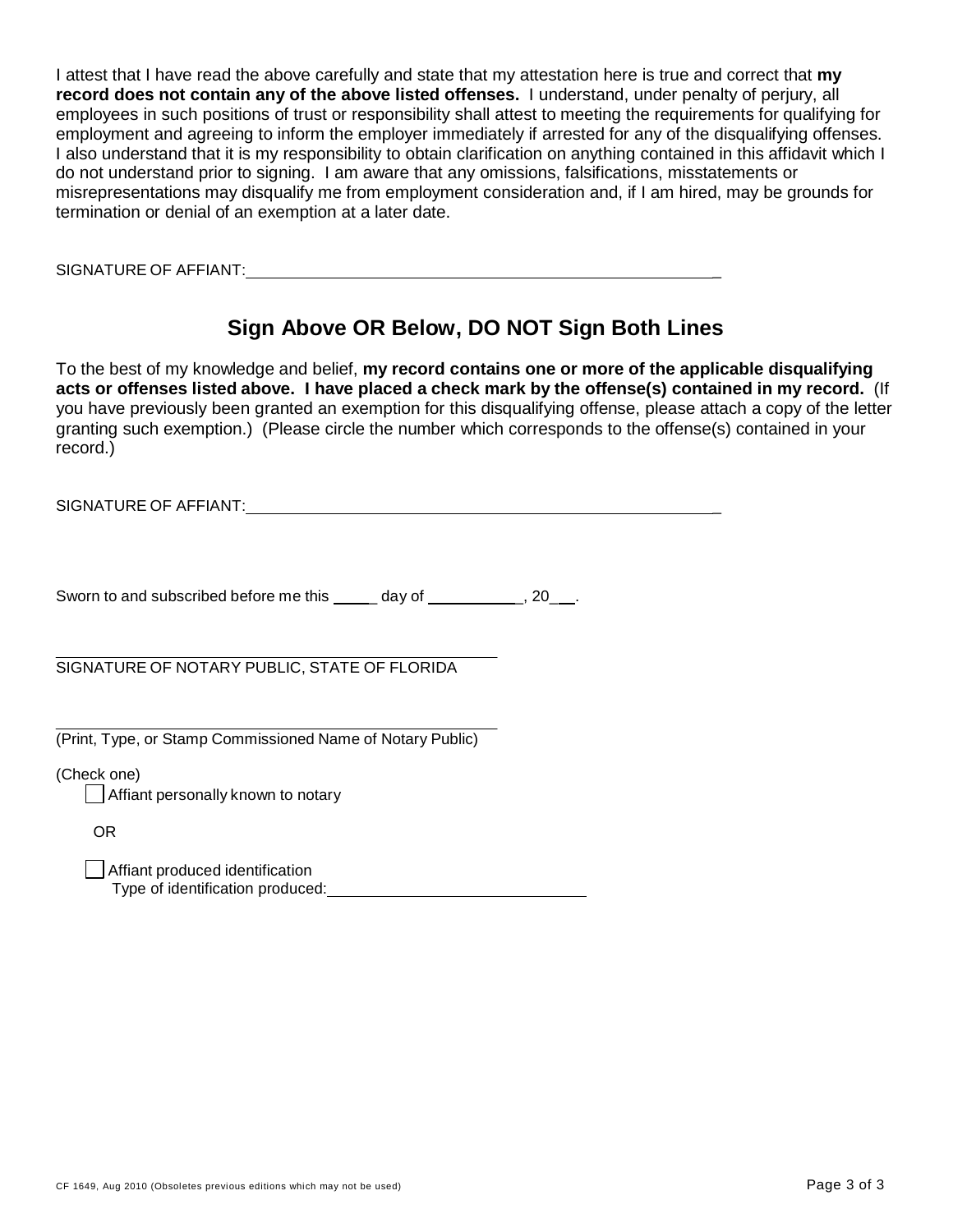I attest that I have read the above carefully and state that my attestation here is true and correct that **my record does not contain any of the above listed offenses.** I understand, under penalty of perjury, all employees in such positions of trust or responsibility shall attest to meeting the requirements for qualifying for employment and agreeing to inform the employer immediately if arrested for any of the disqualifying offenses. I also understand that it is my responsibility to obtain clarification on anything contained in this affidavit which I do not understand prior to signing. I am aware that any omissions, falsifications, misstatements or misrepresentations may disqualify me from employment consideration and, if I am hired, may be grounds for termination or denial of an exemption at a later date.

SIGNATURE OF AFFIANT:_______________________________________________

## Sign Above OR Below, DO NOT Sign Both Lines

To the best of my knowledge and belief, **my record contains one or more of the applicable disqualifying acts or offenses listed above. I have placed a check mark by the offense(s) contained in my record.** (If you have previously been granted an exemption for this disqualifying offense, please attach a copy of the letter granting such exemption.) (Please circle the number which corresponds to the offense(s) contained in your record.)

SIGNATURE OF AFFIANT:_______________________________________________

Sworn to and subscribed before me this _____ day of ___________, 20___.

_______________________________________________
SIGNATURE OF NOTARY PUBLIC, STATE OF FLORIDA

_______________________________________________
(Print, Type, or Stamp Commissioned Name of Notary Public)

(Check one)

☐ Affiant personally known to notary

OR

☐ Affiant produced identification
Type of identification produced:______________________________

CF 1649, Aug 2010 (Obsoletes previous editions which may not be used)